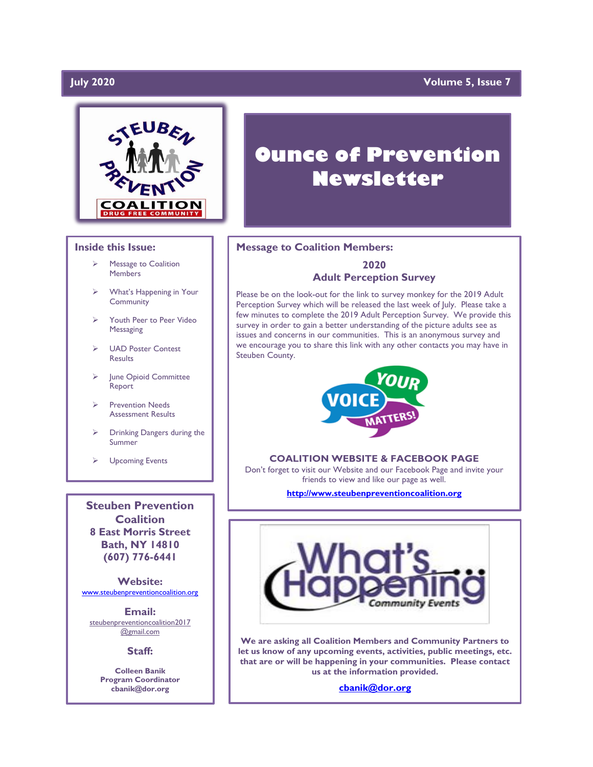July 2020 | Volume 5, Issue 7

# Ounce of Prevention Newsletter

## Inside this Issue:

- Message to Coalition Members
- What's Happening in Your Community
- Youth Peer to Peer Video Messaging
- UAD Poster Contest Results
- June Opioid Committee Report
- Prevention Needs Assessment Results
- Drinking Dangers during the Summer
- Upcoming Events

**Steuben Prevention Coalition**
**8 East Morris Street**
**Bath, NY 14810**
**(607) 776-6441**

**Website:**
www.steubenpreventioncoalition.org

**Email:**
steubenpreventioncoalition2017@gmail.com

**Staff:**

**Colleen Banik**
**Program Coordinator**
**cbanik@dor.org**

## Message to Coalition Members:

### 2020 Adult Perception Survey

Please be on the look-out for the link to survey monkey for the 2019 Adult Perception Survey which will be released the last week of July. Please take a few minutes to complete the 2019 Adult Perception Survey. We provide this survey in order to gain a better understanding of the picture adults see as issues and concerns in our communities. This is an anonymous survey and we encourage you to share this link with any other contacts you may have in Steuben County.

### COALITION WEBSITE & FACEBOOK PAGE

Don't forget to visit our Website and our Facebook Page and invite your friends to view and like our page as well.

**http://www.steubenpreventioncoalition.org**

## What's Happening Community Events

**We are asking all Coalition Members and Community Partners to let us know of any upcoming events, activities, public meetings, etc. that are or will be happening in your communities. Please contact us at the information provided.**

**cbanik@dor.org**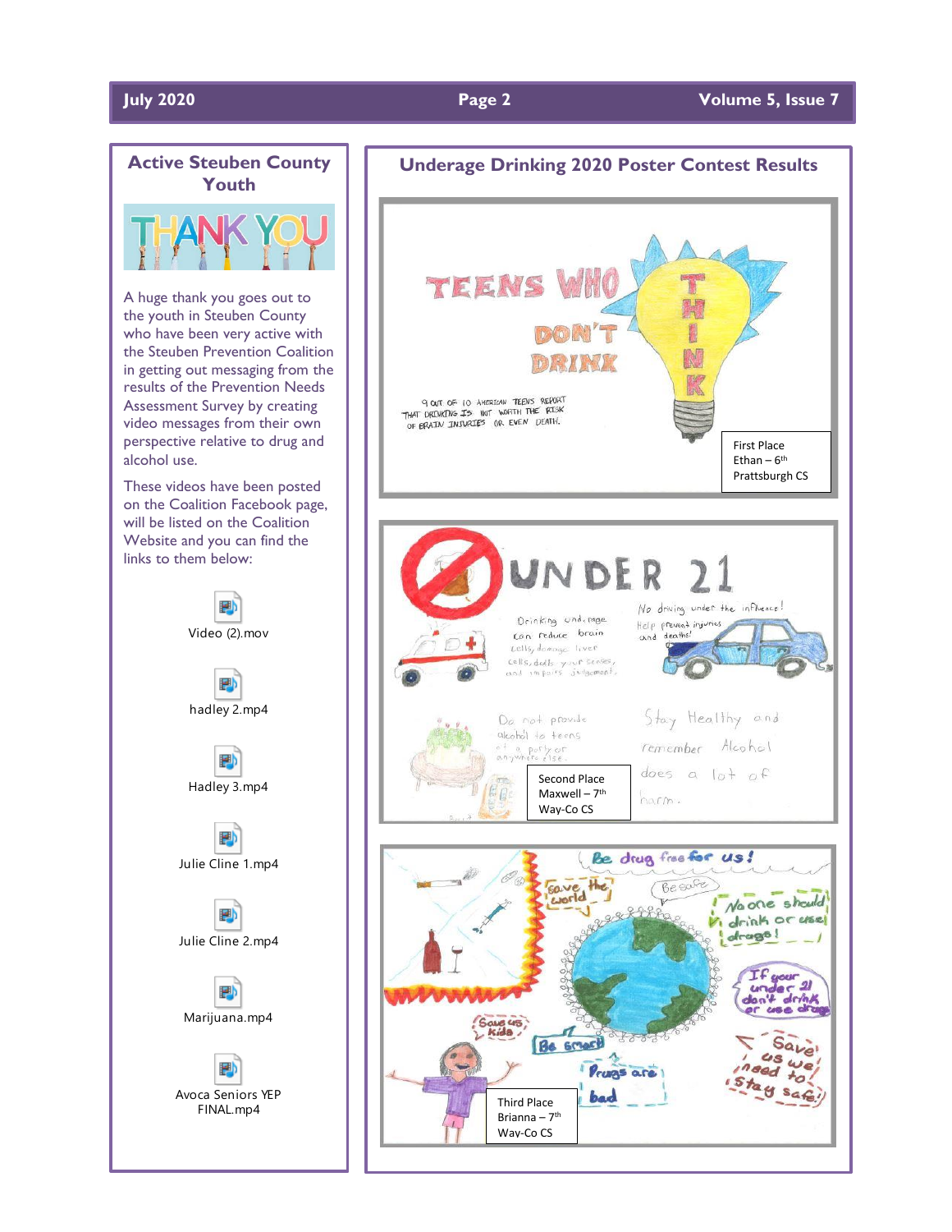## Active Steuben County Youth

A huge thank you goes out to the youth in Steuben County who have been very active with the Steuben Prevention Coalition in getting out messaging from the results of the Prevention Needs Assessment Survey by creating video messages from their own perspective relative to drug and alcohol use.

These videos have been posted on the Coalition Facebook page, will be listed on the Coalition Website and you can find the links to them below:

- Video (2).mov
- hadley 2.mp4
- Hadley 3.mp4
- Julie Cline 1.mp4
- Julie Cline 2.mp4
- Marijuana.mp4
- Avoca Seniors YEP FINAL.mp4

## Underage Drinking 2020 Poster Contest Results

First Place
Ethan – 6th
Prattsburgh CS

Second Place
Maxwell – 7th
Way-Co CS

Third Place
Brianna – 7th
Way-Co CS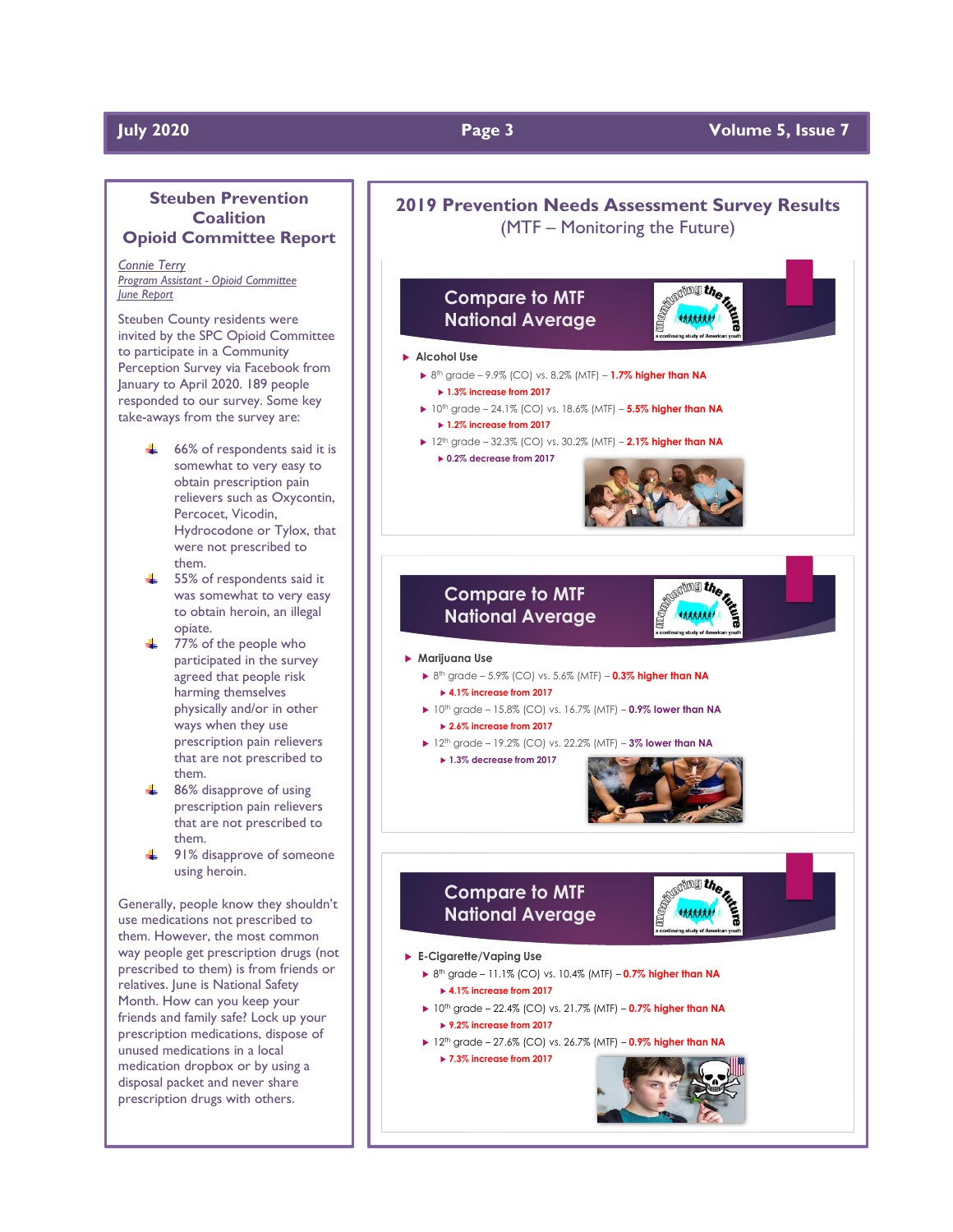## Steuben Prevention Coalition Opioid Committee Report

*Connie Terry*
*Program Assistant - Opioid Committee*
*June Report*

Steuben County residents were invited by the SPC Opioid Committee to participate in a Community Perception Survey via Facebook from January to April 2020. 189 people responded to our survey. Some key take-aways from the survey are:

- 66% of respondents said it is somewhat to very easy to obtain prescription pain relievers such as Oxycontin, Percocet, Vicodin, Hydrocodone or Tylox, that were not prescribed to them.
- 55% of respondents said it was somewhat to very easy to obtain heroin, an illegal opiate.
- 77% of the people who participated in the survey agreed that people risk harming themselves physically and/or in other ways when they use prescription pain relievers that are not prescribed to them.
- 86% disapprove of using prescription pain relievers that are not prescribed to them.
- 91% disapprove of someone using heroin.

Generally, people know they shouldn't use medications not prescribed to them. However, the most common way people get prescription drugs (not prescribed to them) is from friends or relatives. June is National Safety Month. How can you keep your friends and family safe? Lock up your prescription medications, dispose of unused medications in a local medication dropbox or by using a disposal packet and never share prescription drugs with others.

## 2019 Prevention Needs Assessment Survey Results
(MTF – Monitoring the Future)

### Compare to MTF National Average

- **Alcohol Use**
  - 8th grade – 9.9% (CO) vs. 8.2% (MTF) – **1.7% higher than NA**
    - **1.3% increase from 2017**
  - 10th grade – 24.1% (CO) vs. 18.6% (MTF) – **5.5% higher than NA**
    - **1.2% increase from 2017**
  - 12th grade – 32.3% (CO) vs. 30.2% (MTF) – **2.1% higher than NA**
    - **0.2% decrease from 2017**

### Compare to MTF National Average

- **Marijuana Use**
  - 8th grade – 5.9% (CO) vs. 5.6% (MTF) – **0.3% higher than NA**
    - **4.1% increase from 2017**
  - 10th grade – 15.8% (CO) vs. 16.7% (MTF) – **0.9% lower than NA**
    - **2.6% increase from 2017**
  - 12th grade – 19.2% (CO) vs. 22.2% (MTF) – **3% lower than NA**
    - **1.3% decrease from 2017**

### Compare to MTF National Average

- **E-Cigarette/Vaping Use**
  - 8th grade – 11.1% (CO) vs. 10.4% (MTF) – **0.7% higher than NA**
    - **4.1% increase from 2017**
  - 10th grade – 22.4% (CO) vs. 21.7% (MTF) – **0.7% higher than NA**
    - **9.2% increase from 2017**
  - 12th grade – 27.6% (CO) vs. 26.7% (MTF) – **0.9% higher than NA**
    - **7.3% increase from 2017**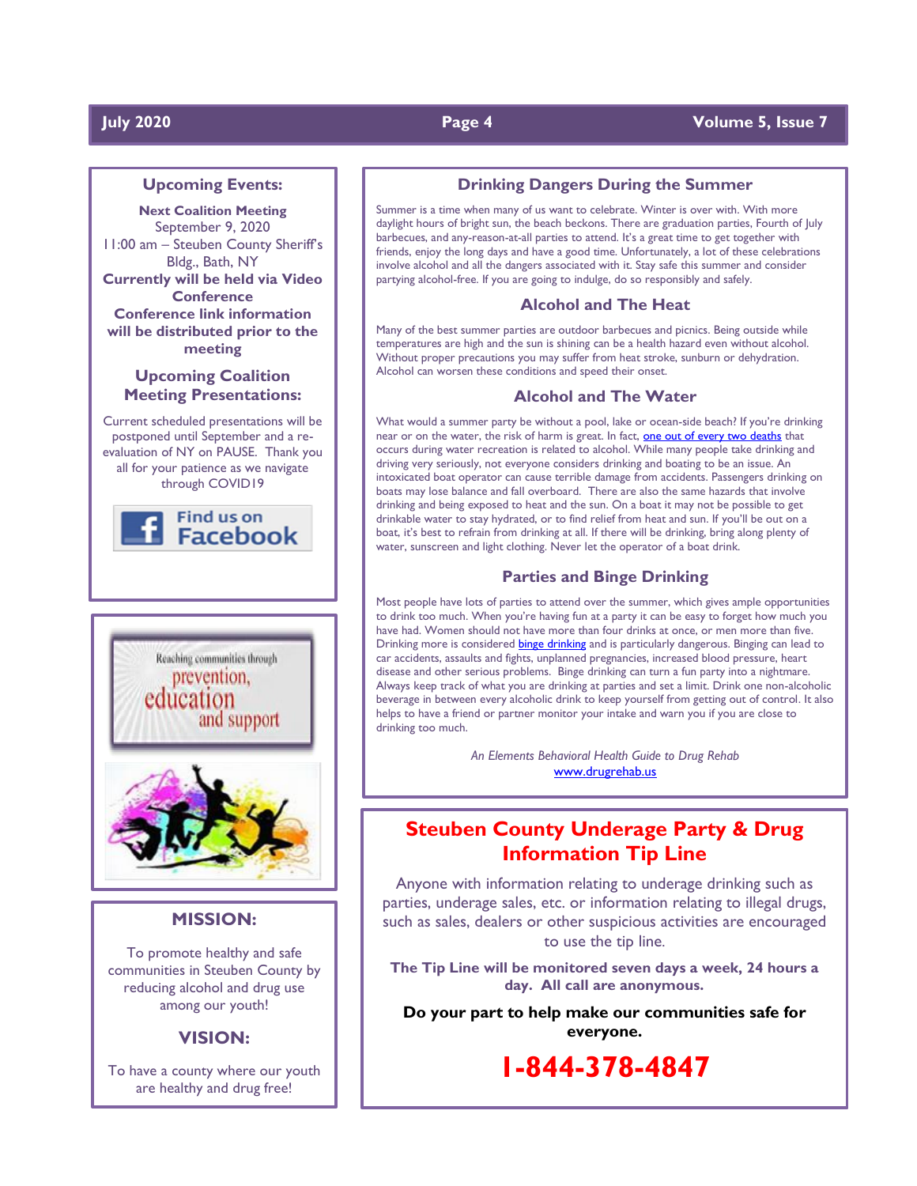## Upcoming Events:

**Next Coalition Meeting**

September 9, 2020

11:00 am – Steuben County Sheriff's Bldg., Bath, NY

**Currently will be held via Video Conference**

**Conference link information will be distributed prior to the meeting**

## Upcoming Coalition Meeting Presentations:

Current scheduled presentations will be postponed until September and a re-evaluation of NY on PAUSE. Thank you all for your patience as we navigate through COVID19

Find us on Facebook

Reaching communities through prevention, education and support

## MISSION:

To promote healthy and safe communities in Steuben County by reducing alcohol and drug use among our youth!

## VISION:

To have a county where our youth are healthy and drug free!

## Drinking Dangers During the Summer

Summer is a time when many of us want to celebrate. Winter is over with. With more daylight hours of bright sun, the beach beckons. There are graduation parties, Fourth of July barbecues, and any-reason-at-all parties to attend. It's a great time to get together with friends, enjoy the long days and have a good time. Unfortunately, a lot of these celebrations involve alcohol and all the dangers associated with it. Stay safe this summer and consider partying alcohol-free. If you are going to indulge, do so responsibly and safely.

### Alcohol and The Heat

Many of the best summer parties are outdoor barbecues and picnics. Being outside while temperatures are high and the sun is shining can be a health hazard even without alcohol. Without proper precautions you may suffer from heat stroke, sunburn or dehydration. Alcohol can worsen these conditions and speed their onset.

### Alcohol and The Water

What would a summer party be without a pool, lake or ocean-side beach? If you're drinking near or on the water, the risk of harm is great. In fact, one out of every two deaths that occurs during water recreation is related to alcohol. While many people take drinking and driving very seriously, not everyone considers drinking and boating to be an issue. An intoxicated boat operator can cause terrible damage from accidents. Passengers drinking on boats may lose balance and fall overboard. There are also the same hazards that involve drinking and being exposed to heat and the sun. On a boat it may not be possible to get drinkable water to stay hydrated, or to find relief from heat and sun. If you'll be out on a boat, it's best to refrain from drinking at all. If there will be drinking, bring along plenty of water, sunscreen and light clothing. Never let the operator of a boat drink.

### Parties and Binge Drinking

Most people have lots of parties to attend over the summer, which gives ample opportunities to drink too much. When you're having fun at a party it can be easy to forget how much you have had. Women should not have more than four drinks at once, or men more than five. Drinking more is considered binge drinking and is particularly dangerous. Binging can lead to car accidents, assaults and fights, unplanned pregnancies, increased blood pressure, heart disease and other serious problems. Binge drinking can turn a fun party into a nightmare. Always keep track of what you are drinking at parties and set a limit. Drink one non-alcoholic beverage in between every alcoholic drink to keep yourself from getting out of control. It also helps to have a friend or partner monitor your intake and warn you if you are close to drinking too much.

*An Elements Behavioral Health Guide to Drug Rehab*

www.drugrehab.us

## Steuben County Underage Party & Drug Information Tip Line

Anyone with information relating to underage drinking such as parties, underage sales, etc. or information relating to illegal drugs, such as sales, dealers or other suspicious activities are encouraged to use the tip line.

**The Tip Line will be monitored seven days a week, 24 hours a day. All call are anonymous.**

**Do your part to help make our communities safe for everyone.**

**1-844-378-4847**